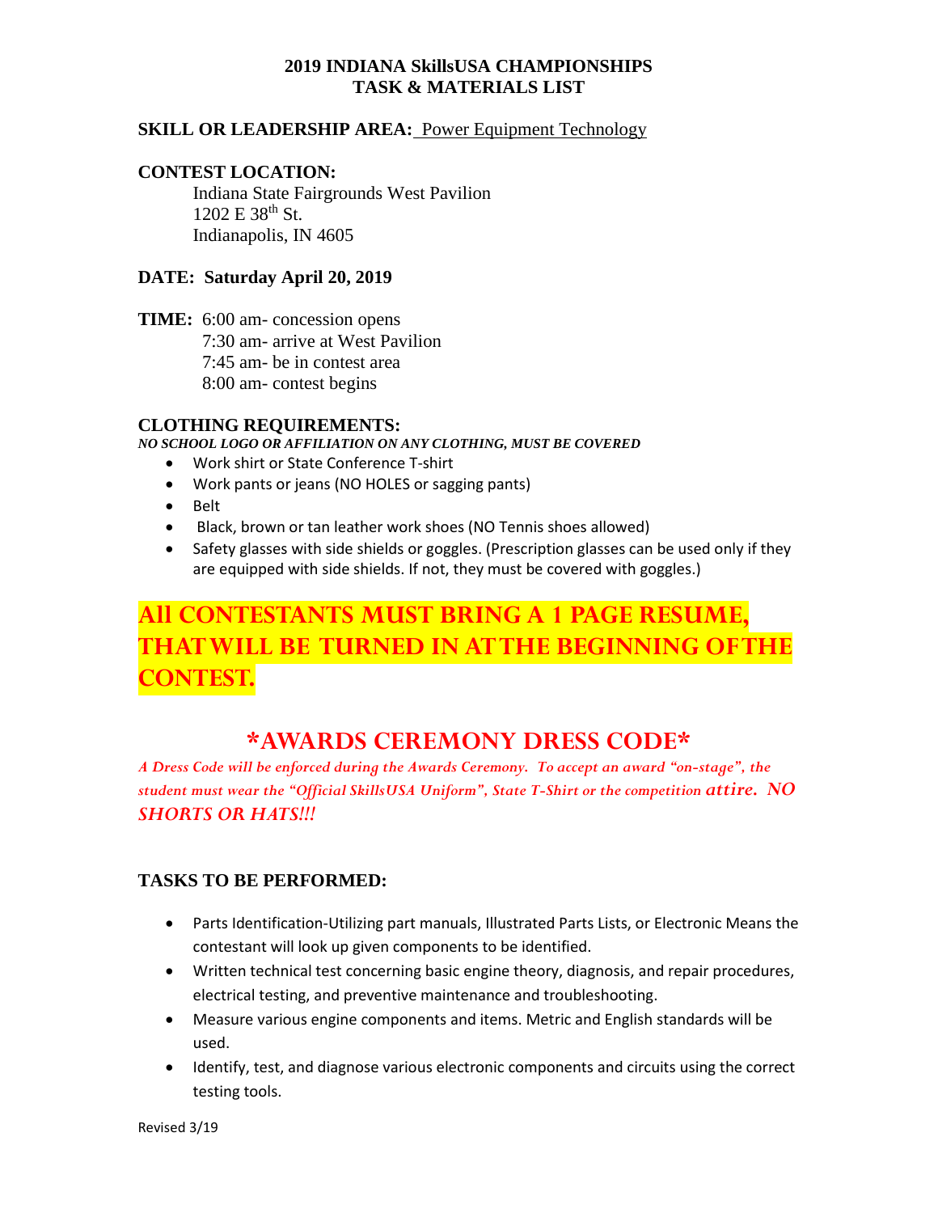# 2019 INDIANA SkillsUSA CHAMPIONSHIPS
# TASK & MATERIALS LIST

**SKILL OR LEADERSHIP AREA:** Power Equipment Technology

**CONTEST LOCATION:**

Indiana State Fairgrounds West Pavilion
1202 E 38th St.
Indianapolis, IN 4605

**DATE: Saturday April 20, 2019**

**TIME:** 6:00 am- concession opens
7:30 am- arrive at West Pavilion
7:45 am- be in contest area
8:00 am- contest begins

**CLOTHING REQUIREMENTS:**

***NO SCHOOL LOGO OR AFFILIATION ON ANY CLOTHING, MUST BE COVERED***

- Work shirt or State Conference T-shirt
- Work pants or jeans (NO HOLES or sagging pants)
- Belt
- Black, brown or tan leather work shoes (NO Tennis shoes allowed)
- Safety glasses with side shields or goggles. (Prescription glasses can be used only if they are equipped with side shields. If not, they must be covered with goggles.)

## All CONTESTANTS MUST BRING A 1 PAGE RESUME, THAT WILL BE TURNED IN AT THE BEGINNING OF THE CONTEST.

## *AWARDS CEREMONY DRESS CODE*

*A Dress Code will be enforced during the Awards Ceremony. To accept an award "on-stage", the student must wear the "Official SkillsUSA Uniform", State T-Shirt or the competition attire. NO SHORTS OR HATS!!!*

**TASKS TO BE PERFORMED:**

- Parts Identification-Utilizing part manuals, Illustrated Parts Lists, or Electronic Means the contestant will look up given components to be identified.
- Written technical test concerning basic engine theory, diagnosis, and repair procedures, electrical testing, and preventive maintenance and troubleshooting.
- Measure various engine components and items. Metric and English standards will be used.
- Identify, test, and diagnose various electronic components and circuits using the correct testing tools.

Revised 3/19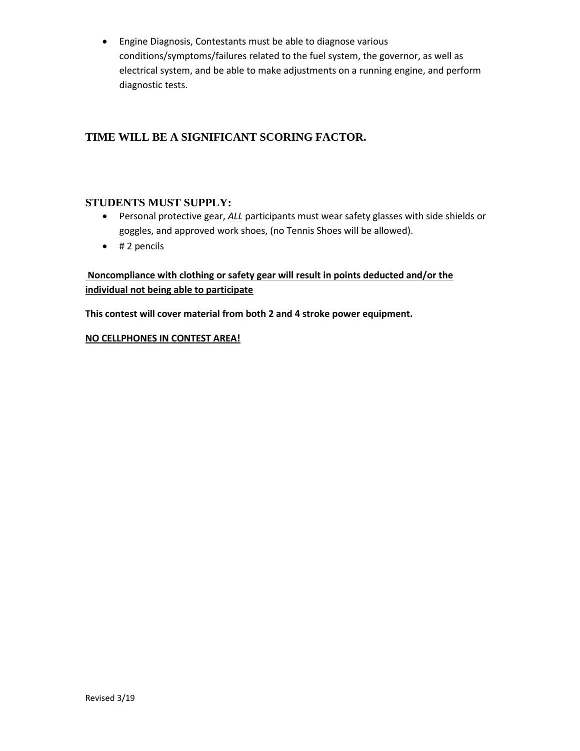- Engine Diagnosis, Contestants must be able to diagnose various conditions/symptoms/failures related to the fuel system, the governor, as well as electrical system, and be able to make adjustments on a running engine, and perform diagnostic tests.

## TIME WILL BE A SIGNIFICANT SCORING FACTOR.

## STUDENTS MUST SUPPLY:

- Personal protective gear, ***ALL*** participants must wear safety glasses with side shields or goggles, and approved work shoes, (no Tennis Shoes will be allowed).
- # 2 pencils

**Noncompliance with clothing or safety gear will result in points deducted and/or the individual not being able to participate**

**This contest will cover material from both 2 and 4 stroke power equipment.**

**NO CELLPHONES IN CONTEST AREA!**

Revised 3/19